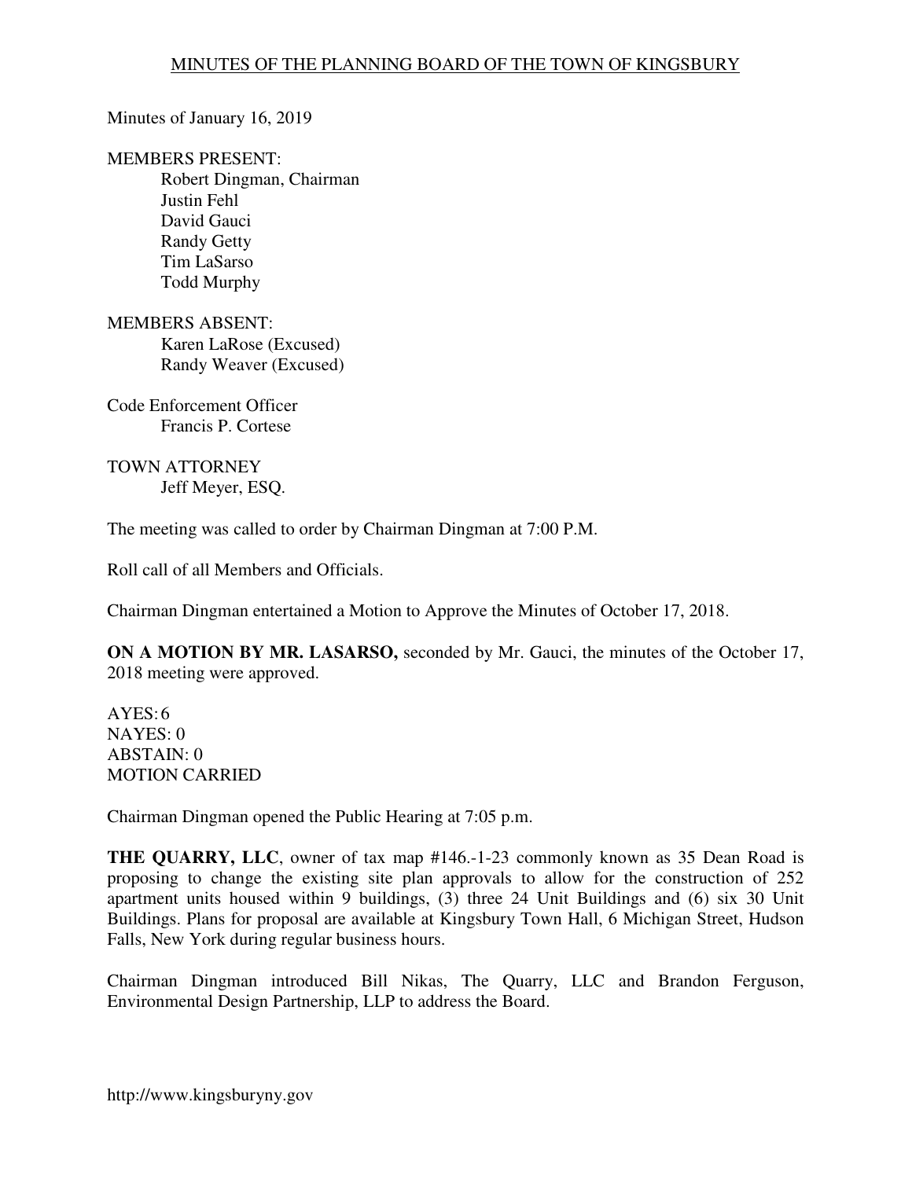# MINUTES OF THE PLANNING BOARD OF THE TOWN OF KINGSBURY

Minutes of January 16, 2019

MEMBERS PRESENT:
- Robert Dingman, Chairman
- Justin Fehl
- David Gauci
- Randy Getty
- Tim LaSarso
- Todd Murphy

MEMBERS ABSENT:
- Karen LaRose (Excused)
- Randy Weaver (Excused)

Code Enforcement Officer
- Francis P. Cortese

TOWN ATTORNEY
- Jeff Meyer, ESQ.

The meeting was called to order by Chairman Dingman at 7:00 P.M.

Roll call of all Members and Officials.

Chairman Dingman entertained a Motion to Approve the Minutes of October 17, 2018.

**ON A MOTION BY MR. LASARSO,** seconded by Mr. Gauci, the minutes of the October 17, 2018 meeting were approved.

AYES: 6
NAYES: 0
ABSTAIN: 0
MOTION CARRIED

Chairman Dingman opened the Public Hearing at 7:05 p.m.

**THE QUARRY, LLC**, owner of tax map #146.-1-23 commonly known as 35 Dean Road is proposing to change the existing site plan approvals to allow for the construction of 252 apartment units housed within 9 buildings, (3) three 24 Unit Buildings and (6) six 30 Unit Buildings. Plans for proposal are available at Kingsbury Town Hall, 6 Michigan Street, Hudson Falls, New York during regular business hours.

Chairman Dingman introduced Bill Nikas, The Quarry, LLC and Brandon Ferguson, Environmental Design Partnership, LLP to address the Board.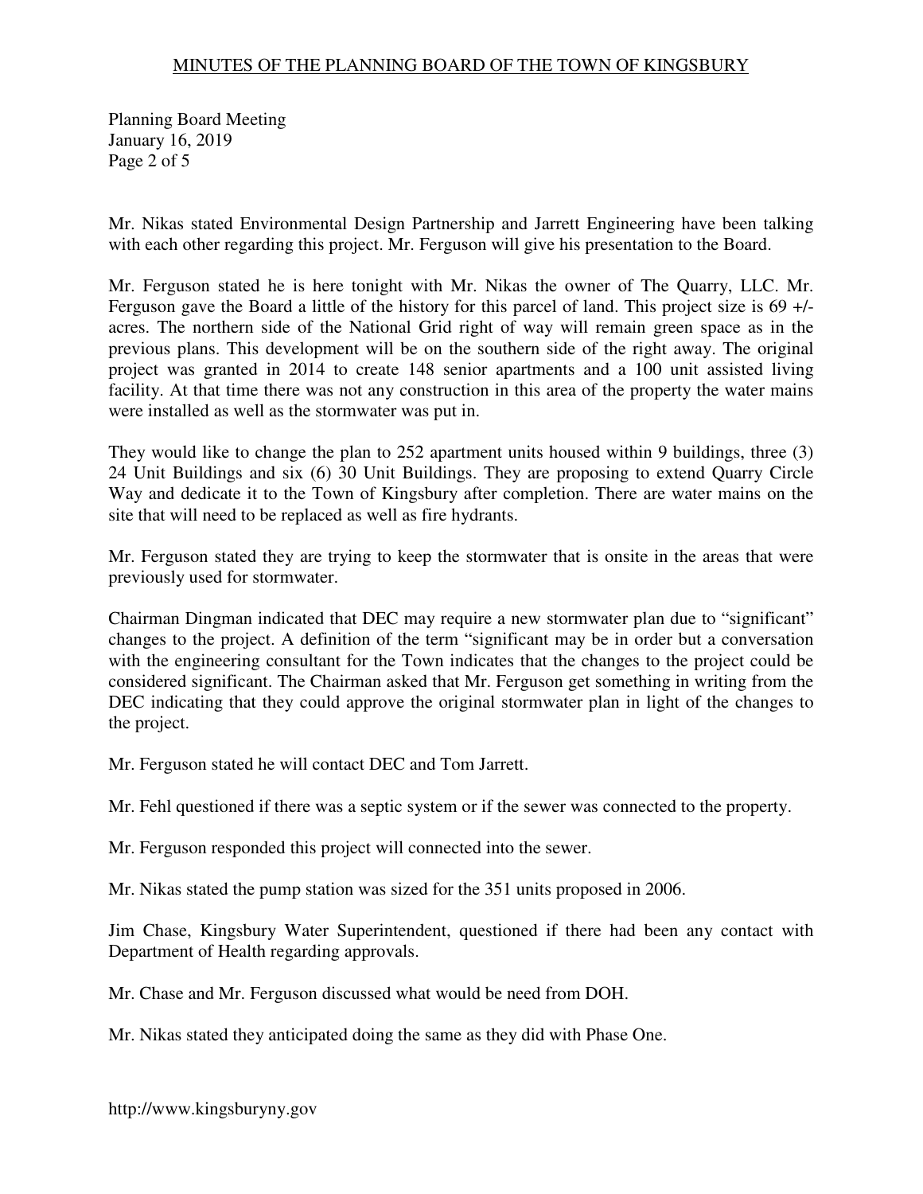Mr. Nikas stated Environmental Design Partnership and Jarrett Engineering have been talking with each other regarding this project. Mr. Ferguson will give his presentation to the Board.

Mr. Ferguson stated he is here tonight with Mr. Nikas the owner of The Quarry, LLC. Mr. Ferguson gave the Board a little of the history for this parcel of land. This project size is 69 +/- acres. The northern side of the National Grid right of way will remain green space as in the previous plans. This development will be on the southern side of the right away. The original project was granted in 2014 to create 148 senior apartments and a 100 unit assisted living facility. At that time there was not any construction in this area of the property the water mains were installed as well as the stormwater was put in.

They would like to change the plan to 252 apartment units housed within 9 buildings, three (3) 24 Unit Buildings and six (6) 30 Unit Buildings. They are proposing to extend Quarry Circle Way and dedicate it to the Town of Kingsbury after completion. There are water mains on the site that will need to be replaced as well as fire hydrants.

Mr. Ferguson stated they are trying to keep the stormwater that is onsite in the areas that were previously used for stormwater.

Chairman Dingman indicated that DEC may require a new stormwater plan due to "significant" changes to the project. A definition of the term "significant may be in order but a conversation with the engineering consultant for the Town indicates that the changes to the project could be considered significant. The Chairman asked that Mr. Ferguson get something in writing from the DEC indicating that they could approve the original stormwater plan in light of the changes to the project.

Mr. Ferguson stated he will contact DEC and Tom Jarrett.

Mr. Fehl questioned if there was a septic system or if the sewer was connected to the property.

Mr. Ferguson responded this project will connected into the sewer.

Mr. Nikas stated the pump station was sized for the 351 units proposed in 2006.

Jim Chase, Kingsbury Water Superintendent, questioned if there had been any contact with Department of Health regarding approvals.

Mr. Chase and Mr. Ferguson discussed what would be need from DOH.

Mr. Nikas stated they anticipated doing the same as they did with Phase One.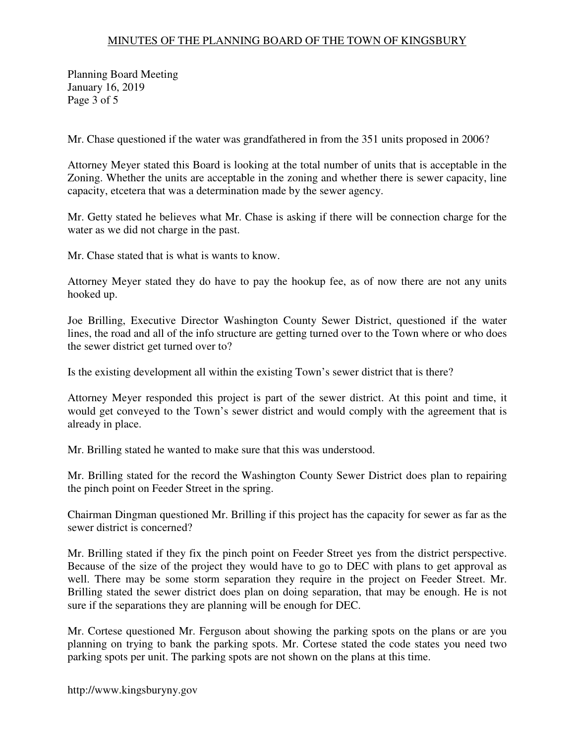Mr. Chase questioned if the water was grandfathered in from the 351 units proposed in 2006?

Attorney Meyer stated this Board is looking at the total number of units that is acceptable in the Zoning. Whether the units are acceptable in the zoning and whether there is sewer capacity, line capacity, etcetera that was a determination made by the sewer agency.

Mr. Getty stated he believes what Mr. Chase is asking if there will be connection charge for the water as we did not charge in the past.

Mr. Chase stated that is what is wants to know.

Attorney Meyer stated they do have to pay the hookup fee, as of now there are not any units hooked up.

Joe Brilling, Executive Director Washington County Sewer District, questioned if the water lines, the road and all of the info structure are getting turned over to the Town where or who does the sewer district get turned over to?

Is the existing development all within the existing Town's sewer district that is there?

Attorney Meyer responded this project is part of the sewer district. At this point and time, it would get conveyed to the Town's sewer district and would comply with the agreement that is already in place.

Mr. Brilling stated he wanted to make sure that this was understood.

Mr. Brilling stated for the record the Washington County Sewer District does plan to repairing the pinch point on Feeder Street in the spring.

Chairman Dingman questioned Mr. Brilling if this project has the capacity for sewer as far as the sewer district is concerned?

Mr. Brilling stated if they fix the pinch point on Feeder Street yes from the district perspective. Because of the size of the project they would have to go to DEC with plans to get approval as well. There may be some storm separation they require in the project on Feeder Street. Mr. Brilling stated the sewer district does plan on doing separation, that may be enough. He is not sure if the separations they are planning will be enough for DEC.

Mr. Cortese questioned Mr. Ferguson about showing the parking spots on the plans or are you planning on trying to bank the parking spots. Mr. Cortese stated the code states you need two parking spots per unit. The parking spots are not shown on the plans at this time.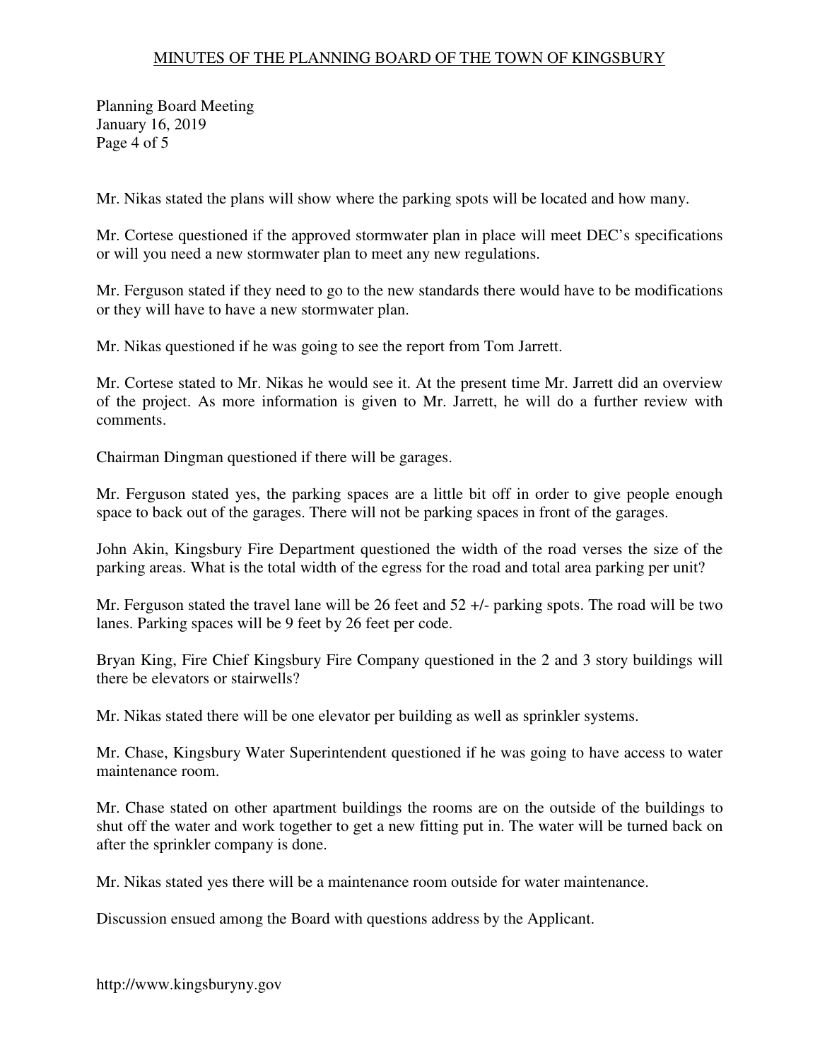Mr. Nikas stated the plans will show where the parking spots will be located and how many.

Mr. Cortese questioned if the approved stormwater plan in place will meet DEC's specifications or will you need a new stormwater plan to meet any new regulations.

Mr. Ferguson stated if they need to go to the new standards there would have to be modifications or they will have to have a new stormwater plan.

Mr. Nikas questioned if he was going to see the report from Tom Jarrett.

Mr. Cortese stated to Mr. Nikas he would see it. At the present time Mr. Jarrett did an overview of the project. As more information is given to Mr. Jarrett, he will do a further review with comments.

Chairman Dingman questioned if there will be garages.

Mr. Ferguson stated yes, the parking spaces are a little bit off in order to give people enough space to back out of the garages. There will not be parking spaces in front of the garages.

John Akin, Kingsbury Fire Department questioned the width of the road verses the size of the parking areas. What is the total width of the egress for the road and total area parking per unit?

Mr. Ferguson stated the travel lane will be 26 feet and 52 +/- parking spots. The road will be two lanes. Parking spaces will be 9 feet by 26 feet per code.

Bryan King, Fire Chief Kingsbury Fire Company questioned in the 2 and 3 story buildings will there be elevators or stairwells?

Mr. Nikas stated there will be one elevator per building as well as sprinkler systems.

Mr. Chase, Kingsbury Water Superintendent questioned if he was going to have access to water maintenance room.

Mr. Chase stated on other apartment buildings the rooms are on the outside of the buildings to shut off the water and work together to get a new fitting put in. The water will be turned back on after the sprinkler company is done.

Mr. Nikas stated yes there will be a maintenance room outside for water maintenance.

Discussion ensued among the Board with questions address by the Applicant.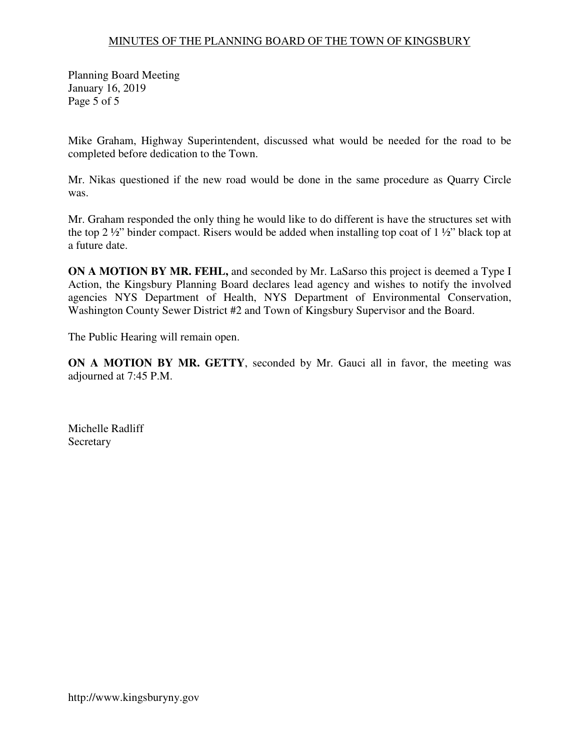Mike Graham, Highway Superintendent, discussed what would be needed for the road to be completed before dedication to the Town.

Mr. Nikas questioned if the new road would be done in the same procedure as Quarry Circle was.

Mr. Graham responded the only thing he would like to do different is have the structures set with the top 2 ½" binder compact. Risers would be added when installing top coat of 1 ½" black top at a future date.

**ON A MOTION BY MR. FEHL,** and seconded by Mr. LaSarso this project is deemed a Type I Action, the Kingsbury Planning Board declares lead agency and wishes to notify the involved agencies NYS Department of Health, NYS Department of Environmental Conservation, Washington County Sewer District #2 and Town of Kingsbury Supervisor and the Board.

The Public Hearing will remain open.

**ON A MOTION BY MR. GETTY**, seconded by Mr. Gauci all in favor, the meeting was adjourned at 7:45 P.M.

Michelle Radliff
Secretary